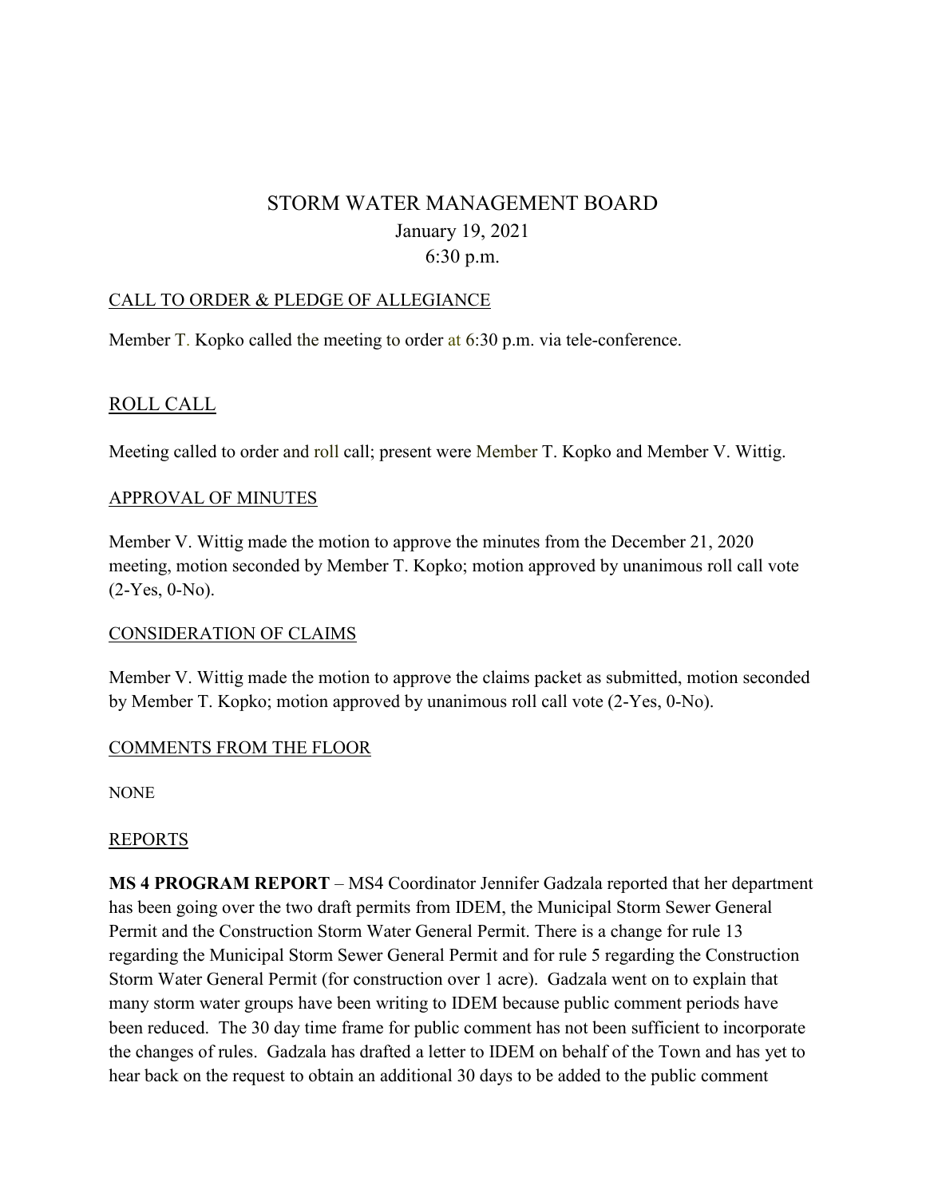# STORM WATER MANAGEMENT BOARD

January 19, 2021

6:30 p.m.

## CALL TO ORDER & PLEDGE OF ALLEGIANCE

Member T. Kopko called the meeting to order at 6:30 p.m. via tele-conference.

## ROLL CALL

Meeting called to order and roll call; present were Member T. Kopko and Member V. Wittig.

## APPROVAL OF MINUTES

Member V. Wittig made the motion to approve the minutes from the December 21, 2020 meeting, motion seconded by Member T. Kopko; motion approved by unanimous roll call vote (2-Yes, 0-No).

## CONSIDERATION OF CLAIMS

Member V. Wittig made the motion to approve the claims packet as submitted, motion seconded by Member T. Kopko; motion approved by unanimous roll call vote (2-Yes, 0-No).

## COMMENTS FROM THE FLOOR

NONE

## REPORTS

**MS 4 PROGRAM REPORT** – MS4 Coordinator Jennifer Gadzala reported that her department has been going over the two draft permits from IDEM, the Municipal Storm Sewer General Permit and the Construction Storm Water General Permit. There is a change for rule 13 regarding the Municipal Storm Sewer General Permit and for rule 5 regarding the Construction Storm Water General Permit (for construction over 1 acre). Gadzala went on to explain that many storm water groups have been writing to IDEM because public comment periods have been reduced. The 30 day time frame for public comment has not been sufficient to incorporate the changes of rules. Gadzala has drafted a letter to IDEM on behalf of the Town and has yet to hear back on the request to obtain an additional 30 days to be added to the public comment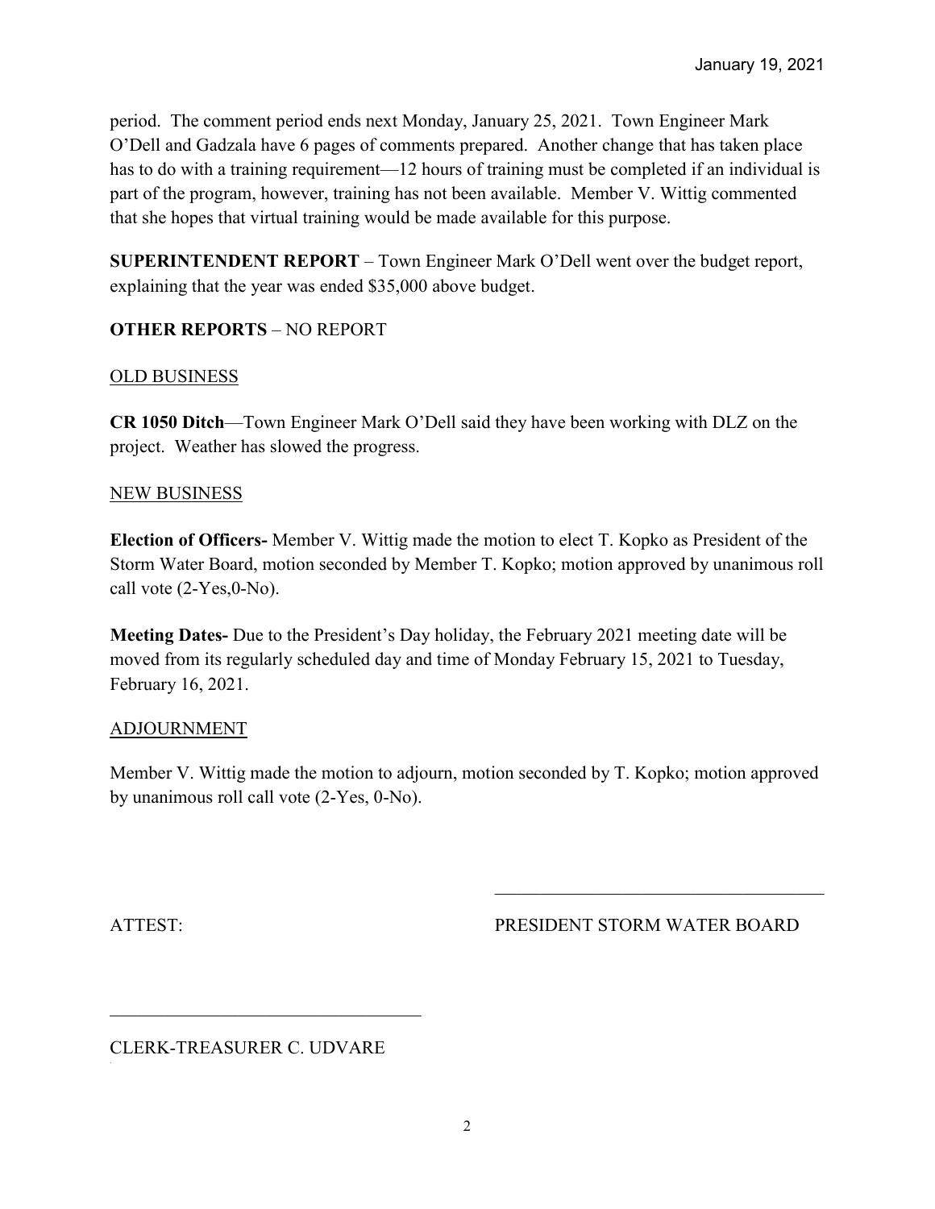period. The comment period ends next Monday, January 25, 2021. Town Engineer Mark O'Dell and Gadzala have 6 pages of comments prepared. Another change that has taken place has to do with a training requirement—12 hours of training must be completed if an individual is part of the program, however, training has not been available. Member V. Wittig commented that she hopes that virtual training would be made available for this purpose.

**SUPERINTENDENT REPORT** – Town Engineer Mark O'Dell went over the budget report, explaining that the year was ended $35,000 above budget.

**OTHER REPORTS** – NO REPORT

OLD BUSINESS

**CR 1050 Ditch**—Town Engineer Mark O'Dell said they have been working with DLZ on the project. Weather has slowed the progress.

NEW BUSINESS

**Election of Officers-** Member V. Wittig made the motion to elect T. Kopko as President of the Storm Water Board, motion seconded by Member T. Kopko; motion approved by unanimous roll call vote (2-Yes,0-No).

**Meeting Dates-** Due to the President's Day holiday, the February 2021 meeting date will be moved from its regularly scheduled day and time of Monday February 15, 2021 to Tuesday, February 16, 2021.

ADJOURNMENT

Member V. Wittig made the motion to adjourn, motion seconded by T. Kopko; motion approved by unanimous roll call vote (2-Yes, 0-No).

ATTEST:

\_\_\_\_\_\_\_\_\_\_\_\_\_\_\_\_\_\_\_\_\_\_\_\_\_\_\_\_\_\_\_\_\_\_\_\_
PRESIDENT STORM WATER BOARD

\_\_\_\_\_\_\_\_\_\_\_\_\_\_\_\_\_\_\_\_\_\_\_\_\_\_\_\_\_\_\_\_\_\_\_\_
CLERK-TREASURER C. UDVARE